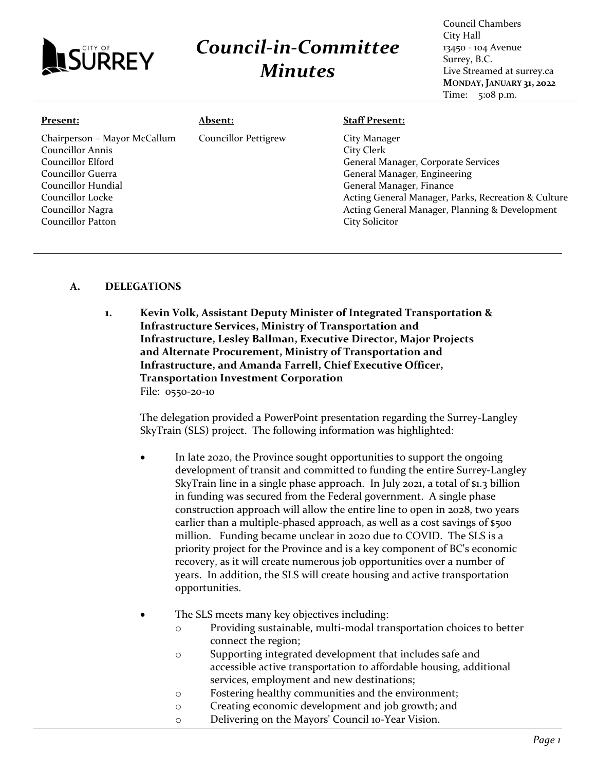CITY OF SURREY

# Council-in-Committee Minutes

Council Chambers
City Hall
13450 - 104 Avenue
Surrey, B.C.
Live Streamed at surrey.ca
**MONDAY, JANUARY 31, 2022**
Time: 5:08 p.m.

| **Present:** | **Absent:** | **Staff Present:** |
| --- | --- | --- |
| Chairperson – Mayor McCallum | Councillor Pettigrew | City Manager |
| Councillor Annis | | City Clerk |
| Councillor Elford | | General Manager, Corporate Services |
| Councillor Guerra | | General Manager, Engineering |
| Councillor Hundial | | General Manager, Finance |
| Councillor Locke | | Acting General Manager, Parks, Recreation & Culture |
| Councillor Nagra | | Acting General Manager, Planning & Development |
| Councillor Patton | | City Solicitor |

## A. DELEGATIONS

**1. Kevin Volk, Assistant Deputy Minister of Integrated Transportation & Infrastructure Services, Ministry of Transportation and Infrastructure, Lesley Ballman, Executive Director, Major Projects and Alternate Procurement, Ministry of Transportation and Infrastructure, and Amanda Farrell, Chief Executive Officer, Transportation Investment Corporation**

File: 0550-20-10

The delegation provided a PowerPoint presentation regarding the Surrey-Langley SkyTrain (SLS) project. The following information was highlighted:

- In late 2020, the Province sought opportunities to support the ongoing development of transit and committed to funding the entire Surrey-Langley SkyTrain line in a single phase approach. In July 2021, a total of $1.3 billion in funding was secured from the Federal government. A single phase construction approach will allow the entire line to open in 2028, two years earlier than a multiple-phased approach, as well as a cost savings of $500 million. Funding became unclear in 2020 due to COVID. The SLS is a priority project for the Province and is a key component of BC's economic recovery, as it will create numerous job opportunities over a number of years. In addition, the SLS will create housing and active transportation opportunities.
- The SLS meets many key objectives including:
  - Providing sustainable, multi-modal transportation choices to better connect the region;
  - Supporting integrated development that includes safe and accessible active transportation to affordable housing, additional services, employment and new destinations;
  - Fostering healthy communities and the environment;
  - Creating economic development and job growth; and
  - Delivering on the Mayors' Council 10-Year Vision.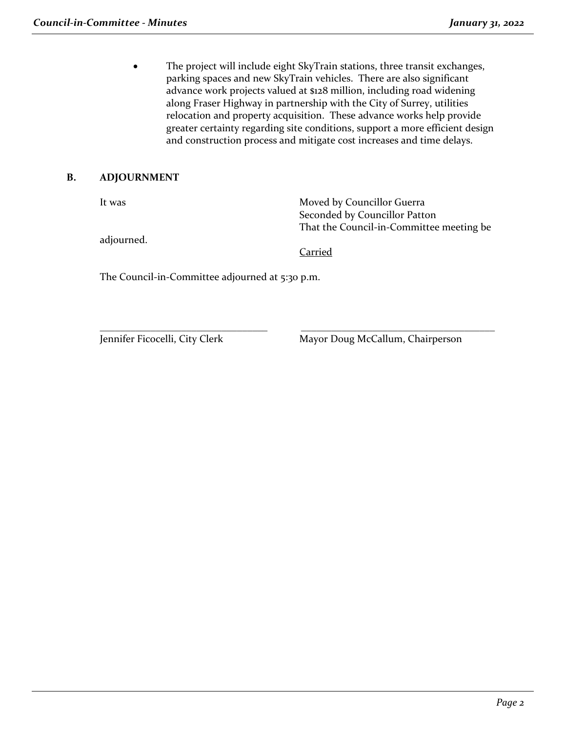- The project will include eight SkyTrain stations, three transit exchanges, parking spaces and new SkyTrain vehicles. There are also significant advance work projects valued at $128 million, including road widening along Fraser Highway in partnership with the City of Surrey, utilities relocation and property acquisition. These advance works help provide greater certainty regarding site conditions, support a more efficient design and construction process and mitigate cost increases and time delays.

## B. ADJOURNMENT

It was Moved by Councillor Guerra
Seconded by Councillor Patton
That the Council-in-Committee meeting be adjourned.

Carried

The Council-in-Committee adjourned at 5:30 p.m.

\_\_\_\_\_\_\_\_\_\_\_\_\_\_\_\_\_\_\_\_\_\_\_\_\_\_\_\_\_\_\_\_
Jennifer Ficocelli, City Clerk

\_\_\_\_\_\_\_\_\_\_\_\_\_\_\_\_\_\_\_\_\_\_\_\_\_\_\_\_\_\_\_\_
Mayor Doug McCallum, Chairperson